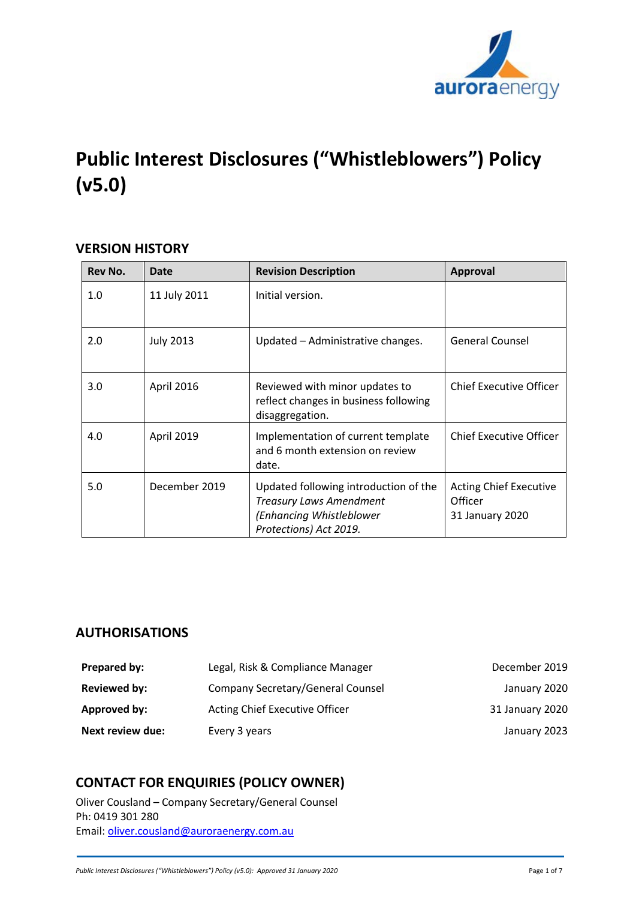# Public Interest Disclosures ("Whistleblowers") Policy (v5.0)

## VERSION HISTORY

| Rev No. | Date | Revision Description | Approval |
|---|---|---|---|
| 1.0 | 11 July 2011 | Initial version. | |
| 2.0 | July 2013 | Updated – Administrative changes. | General Counsel |
| 3.0 | April 2016 | Reviewed with minor updates to reflect changes in business following disaggregation. | Chief Executive Officer |
| 4.0 | April 2019 | Implementation of current template and 6 month extension on review date. | Chief Executive Officer |
| 5.0 | December 2019 | Updated following introduction of the *Treasury Laws Amendment (Enhancing Whistleblower Protections) Act 2019.* | Acting Chief Executive Officer 31 January 2020 |

## AUTHORISATIONS

| | | |
|---|---|---|
| **Prepared by:** | Legal, Risk & Compliance Manager | December 2019 |
| **Reviewed by:** | Company Secretary/General Counsel | January 2020 |
| **Approved by:** | Acting Chief Executive Officer | 31 January 2020 |
| **Next review due:** | Every 3 years | January 2023 |

## CONTACT FOR ENQUIRIES (POLICY OWNER)

Oliver Cousland – Company Secretary/General Counsel
Ph: 0419 301 280
Email: oliver.cousland@auroraenergy.com.au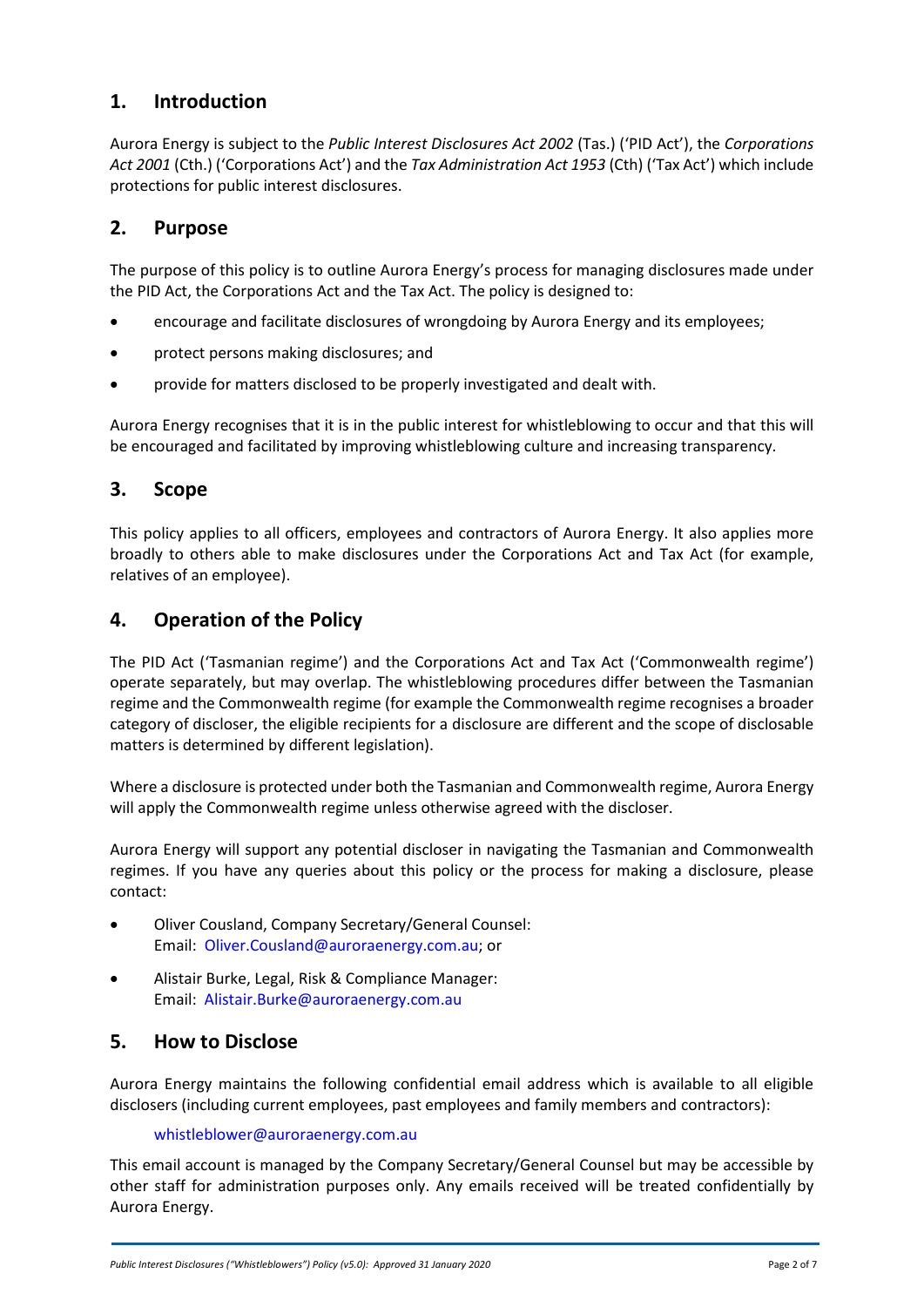## 1. Introduction

Aurora Energy is subject to the *Public Interest Disclosures Act 2002* (Tas.) ('PID Act'), the *Corporations Act 2001* (Cth.) ('Corporations Act') and the *Tax Administration Act 1953* (Cth) ('Tax Act') which include protections for public interest disclosures.

## 2. Purpose

The purpose of this policy is to outline Aurora Energy's process for managing disclosures made under the PID Act, the Corporations Act and the Tax Act. The policy is designed to:

- encourage and facilitate disclosures of wrongdoing by Aurora Energy and its employees;
- protect persons making disclosures; and
- provide for matters disclosed to be properly investigated and dealt with.

Aurora Energy recognises that it is in the public interest for whistleblowing to occur and that this will be encouraged and facilitated by improving whistleblowing culture and increasing transparency.

## 3. Scope

This policy applies to all officers, employees and contractors of Aurora Energy. It also applies more broadly to others able to make disclosures under the Corporations Act and Tax Act (for example, relatives of an employee).

## 4. Operation of the Policy

The PID Act ('Tasmanian regime') and the Corporations Act and Tax Act ('Commonwealth regime') operate separately, but may overlap. The whistleblowing procedures differ between the Tasmanian regime and the Commonwealth regime (for example the Commonwealth regime recognises a broader category of discloser, the eligible recipients for a disclosure are different and the scope of disclosable matters is determined by different legislation).

Where a disclosure is protected under both the Tasmanian and Commonwealth regime, Aurora Energy will apply the Commonwealth regime unless otherwise agreed with the discloser.

Aurora Energy will support any potential discloser in navigating the Tasmanian and Commonwealth regimes. If you have any queries about this policy or the process for making a disclosure, please contact:

- Oliver Cousland, Company Secretary/General Counsel:
  Email: Oliver.Cousland@auroraenergy.com.au; or
- Alistair Burke, Legal, Risk & Compliance Manager:
  Email: Alistair.Burke@auroraenergy.com.au

## 5. How to Disclose

Aurora Energy maintains the following confidential email address which is available to all eligible disclosers (including current employees, past employees and family members and contractors):

whistleblower@auroraenergy.com.au

This email account is managed by the Company Secretary/General Counsel but may be accessible by other staff for administration purposes only. Any emails received will be treated confidentially by Aurora Energy.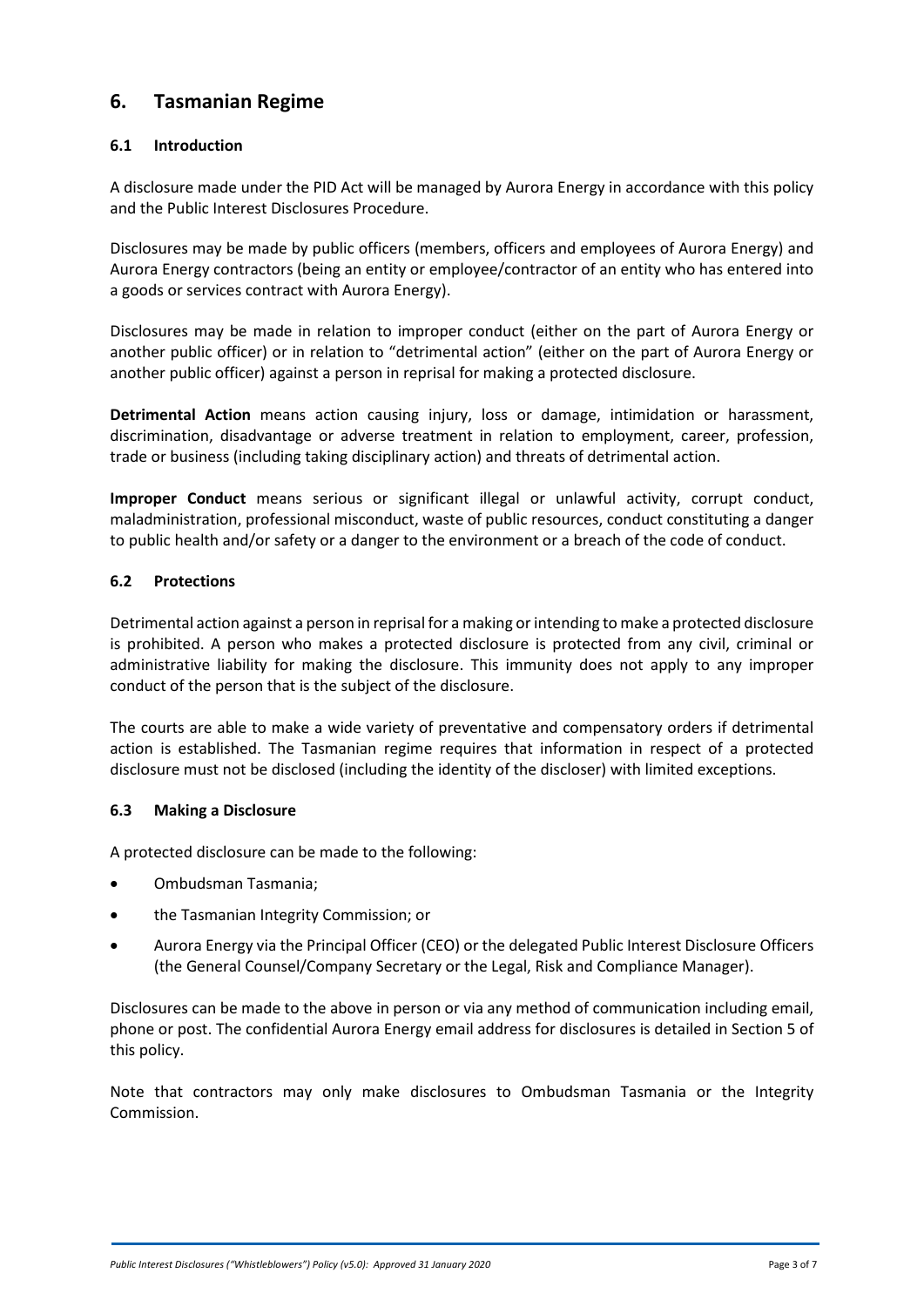## 6. Tasmanian Regime

### 6.1 Introduction

A disclosure made under the PID Act will be managed by Aurora Energy in accordance with this policy and the Public Interest Disclosures Procedure.

Disclosures may be made by public officers (members, officers and employees of Aurora Energy) and Aurora Energy contractors (being an entity or employee/contractor of an entity who has entered into a goods or services contract with Aurora Energy).

Disclosures may be made in relation to improper conduct (either on the part of Aurora Energy or another public officer) or in relation to "detrimental action" (either on the part of Aurora Energy or another public officer) against a person in reprisal for making a protected disclosure.

**Detrimental Action** means action causing injury, loss or damage, intimidation or harassment, discrimination, disadvantage or adverse treatment in relation to employment, career, profession, trade or business (including taking disciplinary action) and threats of detrimental action.

**Improper Conduct** means serious or significant illegal or unlawful activity, corrupt conduct, maladministration, professional misconduct, waste of public resources, conduct constituting a danger to public health and/or safety or a danger to the environment or a breach of the code of conduct.

### 6.2 Protections

Detrimental action against a person in reprisal for a making or intending to make a protected disclosure is prohibited. A person who makes a protected disclosure is protected from any civil, criminal or administrative liability for making the disclosure. This immunity does not apply to any improper conduct of the person that is the subject of the disclosure.

The courts are able to make a wide variety of preventative and compensatory orders if detrimental action is established. The Tasmanian regime requires that information in respect of a protected disclosure must not be disclosed (including the identity of the discloser) with limited exceptions.

### 6.3 Making a Disclosure

A protected disclosure can be made to the following:

- Ombudsman Tasmania;
- the Tasmanian Integrity Commission; or
- Aurora Energy via the Principal Officer (CEO) or the delegated Public Interest Disclosure Officers (the General Counsel/Company Secretary or the Legal, Risk and Compliance Manager).

Disclosures can be made to the above in person or via any method of communication including email, phone or post. The confidential Aurora Energy email address for disclosures is detailed in Section 5 of this policy.

Note that contractors may only make disclosures to Ombudsman Tasmania or the Integrity Commission.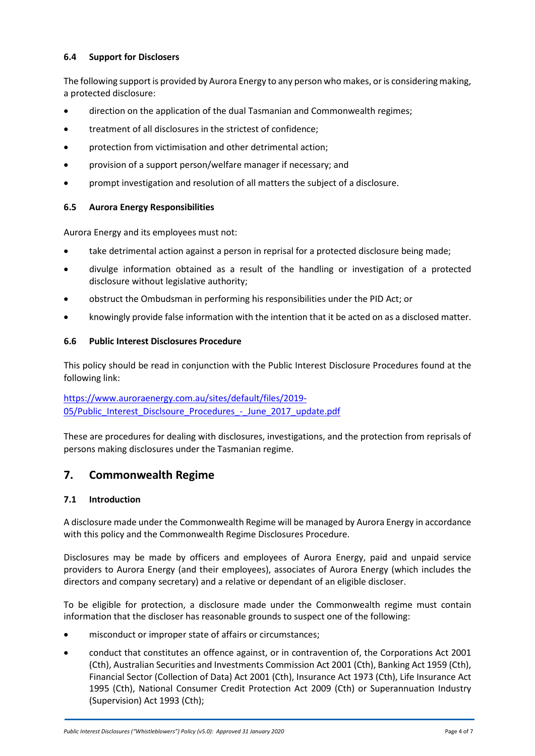### 6.4 Support for Disclosers

The following support is provided by Aurora Energy to any person who makes, or is considering making, a protected disclosure:

- direction on the application of the dual Tasmanian and Commonwealth regimes;
- treatment of all disclosures in the strictest of confidence;
- protection from victimisation and other detrimental action;
- provision of a support person/welfare manager if necessary; and
- prompt investigation and resolution of all matters the subject of a disclosure.

### 6.5 Aurora Energy Responsibilities

Aurora Energy and its employees must not:

- take detrimental action against a person in reprisal for a protected disclosure being made;
- divulge information obtained as a result of the handling or investigation of a protected disclosure without legislative authority;
- obstruct the Ombudsman in performing his responsibilities under the PID Act; or
- knowingly provide false information with the intention that it be acted on as a disclosed matter.

### 6.6 Public Interest Disclosures Procedure

This policy should be read in conjunction with the Public Interest Disclosure Procedures found at the following link:

https://www.auroraenergy.com.au/sites/default/files/2019-05/Public_Interest_Disclsoure_Procedures_-_June_2017_update.pdf

These are procedures for dealing with disclosures, investigations, and the protection from reprisals of persons making disclosures under the Tasmanian regime.

## 7. Commonwealth Regime

### 7.1 Introduction

A disclosure made under the Commonwealth Regime will be managed by Aurora Energy in accordance with this policy and the Commonwealth Regime Disclosures Procedure.

Disclosures may be made by officers and employees of Aurora Energy, paid and unpaid service providers to Aurora Energy (and their employees), associates of Aurora Energy (which includes the directors and company secretary) and a relative or dependant of an eligible discloser.

To be eligible for protection, a disclosure made under the Commonwealth regime must contain information that the discloser has reasonable grounds to suspect one of the following:

- misconduct or improper state of affairs or circumstances;
- conduct that constitutes an offence against, or in contravention of, the Corporations Act 2001 (Cth), Australian Securities and Investments Commission Act 2001 (Cth), Banking Act 1959 (Cth), Financial Sector (Collection of Data) Act 2001 (Cth), Insurance Act 1973 (Cth), Life Insurance Act 1995 (Cth), National Consumer Credit Protection Act 2009 (Cth) or Superannuation Industry (Supervision) Act 1993 (Cth);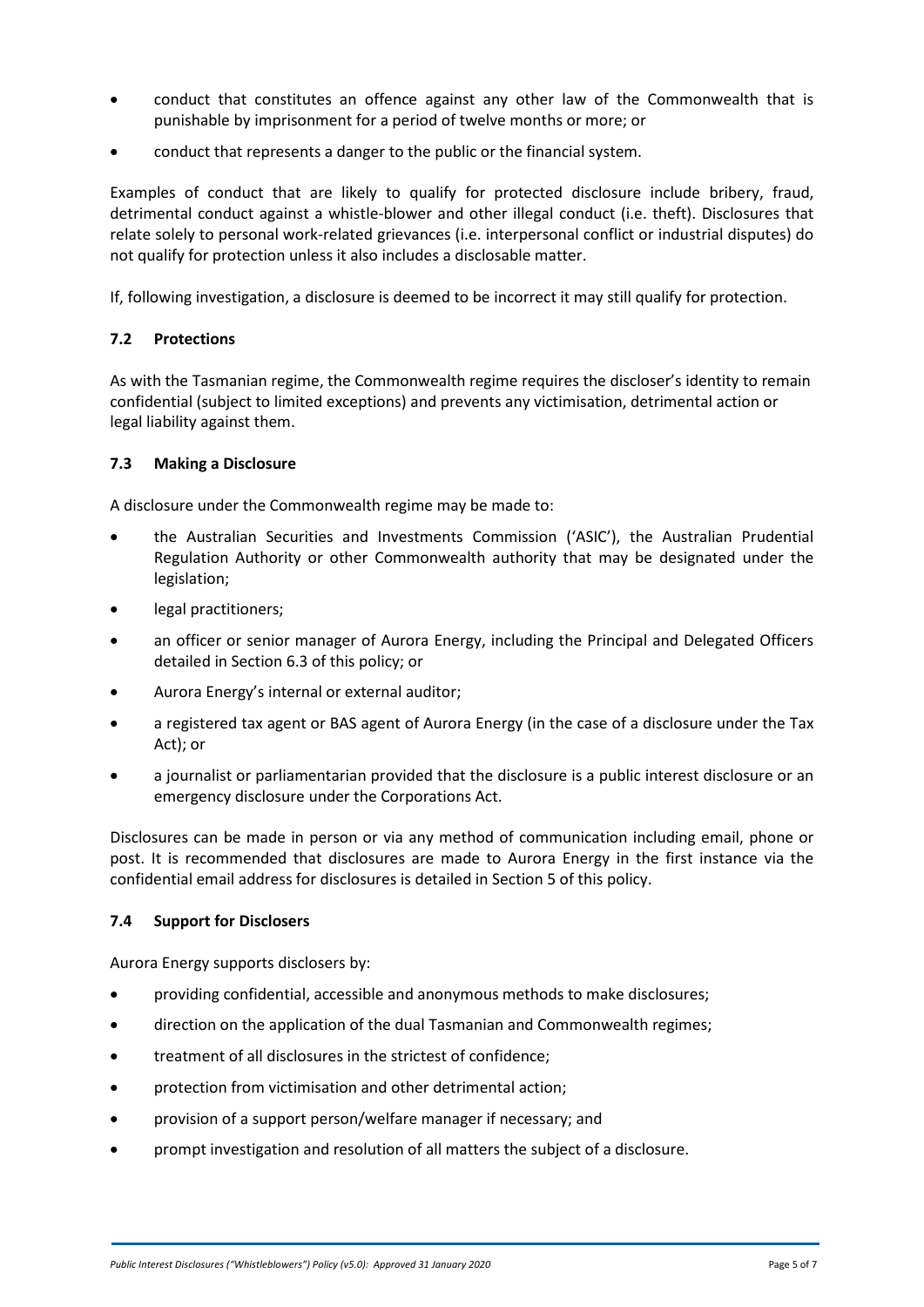- conduct that constitutes an offence against any other law of the Commonwealth that is punishable by imprisonment for a period of twelve months or more; or
- conduct that represents a danger to the public or the financial system.

Examples of conduct that are likely to qualify for protected disclosure include bribery, fraud, detrimental conduct against a whistle-blower and other illegal conduct (i.e. theft). Disclosures that relate solely to personal work-related grievances (i.e. interpersonal conflict or industrial disputes) do not qualify for protection unless it also includes a disclosable matter.

If, following investigation, a disclosure is deemed to be incorrect it may still qualify for protection.

### 7.2 Protections

As with the Tasmanian regime, the Commonwealth regime requires the discloser's identity to remain confidential (subject to limited exceptions) and prevents any victimisation, detrimental action or legal liability against them.

### 7.3 Making a Disclosure

A disclosure under the Commonwealth regime may be made to:

- the Australian Securities and Investments Commission ('ASIC'), the Australian Prudential Regulation Authority or other Commonwealth authority that may be designated under the legislation;
- legal practitioners;
- an officer or senior manager of Aurora Energy, including the Principal and Delegated Officers detailed in Section 6.3 of this policy; or
- Aurora Energy's internal or external auditor;
- a registered tax agent or BAS agent of Aurora Energy (in the case of a disclosure under the Tax Act); or
- a journalist or parliamentarian provided that the disclosure is a public interest disclosure or an emergency disclosure under the Corporations Act.

Disclosures can be made in person or via any method of communication including email, phone or post. It is recommended that disclosures are made to Aurora Energy in the first instance via the confidential email address for disclosures is detailed in Section 5 of this policy.

### 7.4 Support for Disclosers

Aurora Energy supports disclosers by:

- providing confidential, accessible and anonymous methods to make disclosures;
- direction on the application of the dual Tasmanian and Commonwealth regimes;
- treatment of all disclosures in the strictest of confidence;
- protection from victimisation and other detrimental action;
- provision of a support person/welfare manager if necessary; and
- prompt investigation and resolution of all matters the subject of a disclosure.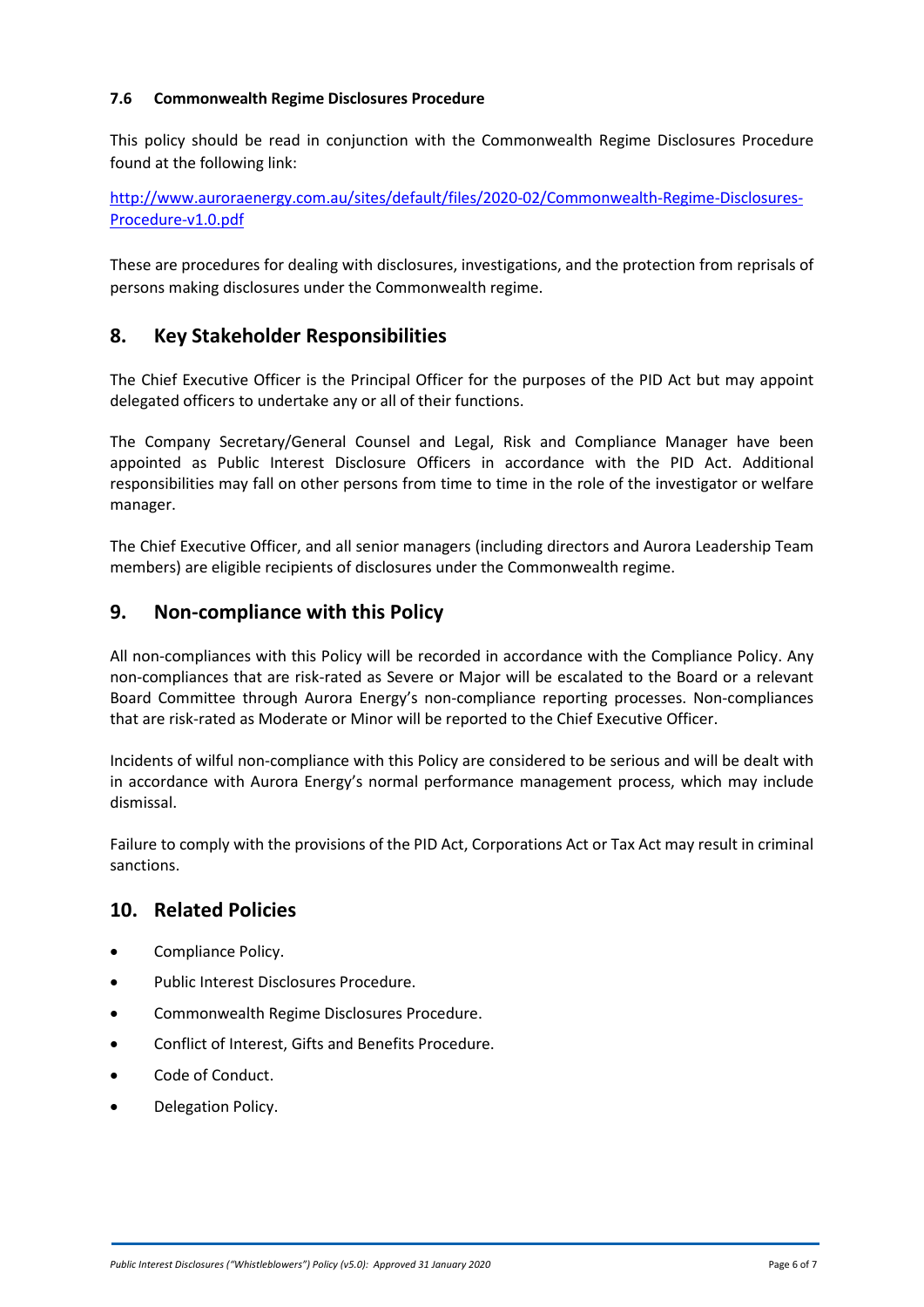### 7.6 Commonwealth Regime Disclosures Procedure

This policy should be read in conjunction with the Commonwealth Regime Disclosures Procedure found at the following link:

[http://www.auroraenergy.com.au/sites/default/files/2020-02/Commonwealth-Regime-Disclosures-Procedure-v1.0.pdf](http://www.auroraenergy.com.au/sites/default/files/2020-02/Commonwealth-Regime-Disclosures-Procedure-v1.0.pdf)

These are procedures for dealing with disclosures, investigations, and the protection from reprisals of persons making disclosures under the Commonwealth regime.

## 8. Key Stakeholder Responsibilities

The Chief Executive Officer is the Principal Officer for the purposes of the PID Act but may appoint delegated officers to undertake any or all of their functions.

The Company Secretary/General Counsel and Legal, Risk and Compliance Manager have been appointed as Public Interest Disclosure Officers in accordance with the PID Act. Additional responsibilities may fall on other persons from time to time in the role of the investigator or welfare manager.

The Chief Executive Officer, and all senior managers (including directors and Aurora Leadership Team members) are eligible recipients of disclosures under the Commonwealth regime.

## 9. Non-compliance with this Policy

All non-compliances with this Policy will be recorded in accordance with the Compliance Policy. Any non-compliances that are risk-rated as Severe or Major will be escalated to the Board or a relevant Board Committee through Aurora Energy's non-compliance reporting processes. Non-compliances that are risk-rated as Moderate or Minor will be reported to the Chief Executive Officer.

Incidents of wilful non-compliance with this Policy are considered to be serious and will be dealt with in accordance with Aurora Energy's normal performance management process, which may include dismissal.

Failure to comply with the provisions of the PID Act, Corporations Act or Tax Act may result in criminal sanctions.

## 10. Related Policies

- Compliance Policy.
- Public Interest Disclosures Procedure.
- Commonwealth Regime Disclosures Procedure.
- Conflict of Interest, Gifts and Benefits Procedure.
- Code of Conduct.
- Delegation Policy.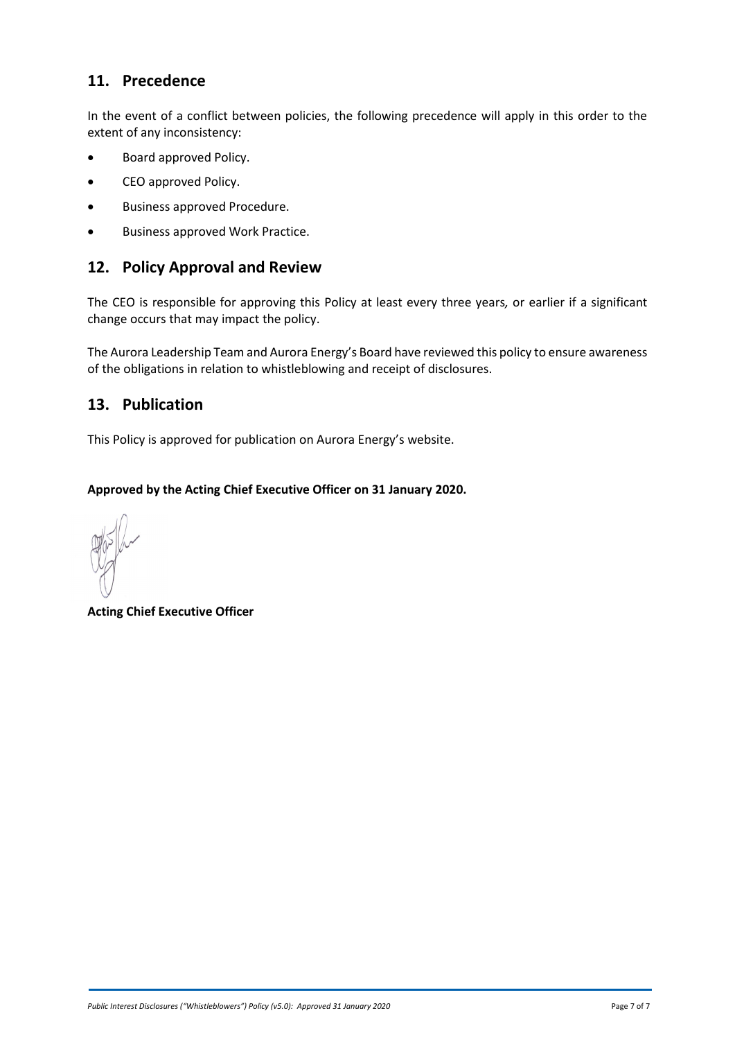## 11. Precedence

In the event of a conflict between policies, the following precedence will apply in this order to the extent of any inconsistency:

- Board approved Policy.
- CEO approved Policy.
- Business approved Procedure.
- Business approved Work Practice.

## 12. Policy Approval and Review

The CEO is responsible for approving this Policy at least every three years, or earlier if a significant change occurs that may impact the policy.

The Aurora Leadership Team and Aurora Energy's Board have reviewed this policy to ensure awareness of the obligations in relation to whistleblowing and receipt of disclosures.

## 13. Publication

This Policy is approved for publication on Aurora Energy's website.

**Approved by the Acting Chief Executive Officer on 31 January 2020.**

**Acting Chief Executive Officer**